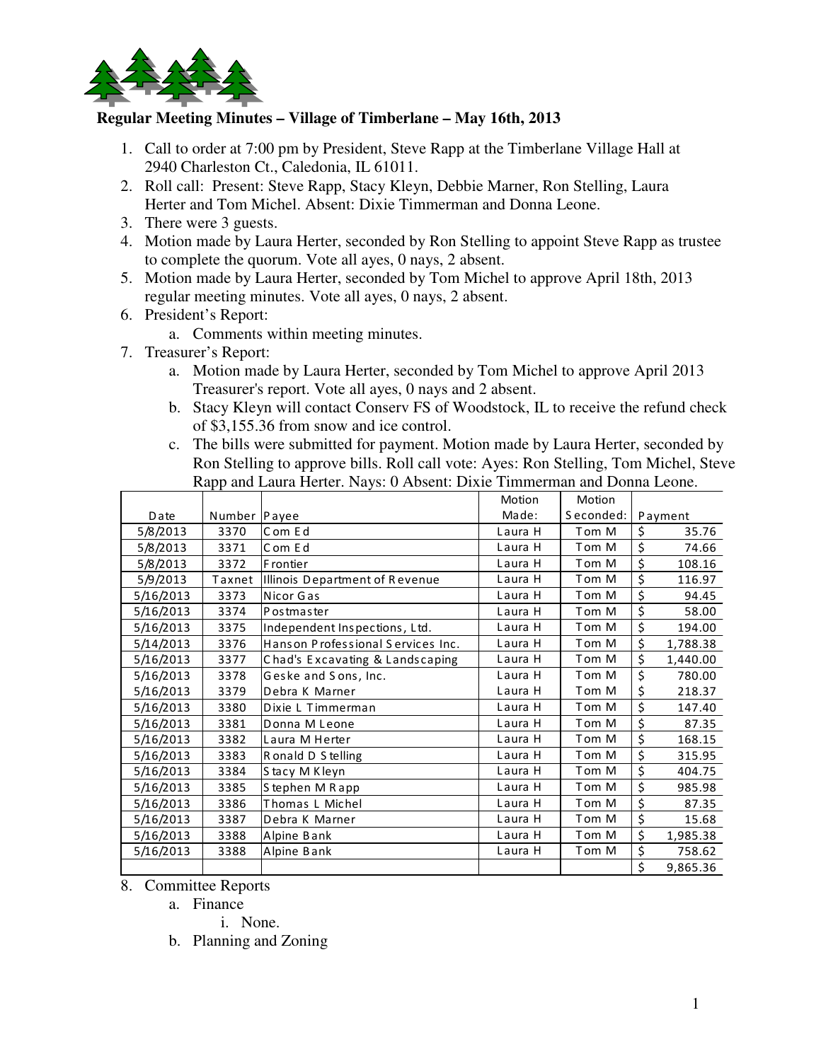## Regular Meeting Minutes – Village of Timberlane – May 16th, 2013

1. Call to order at 7:00 pm by President, Steve Rapp at the Timberlane Village Hall at 2940 Charleston Ct., Caledonia, IL 61011.
2. Roll call: Present: Steve Rapp, Stacy Kleyn, Debbie Marner, Ron Stelling, Laura Herter and Tom Michel. Absent: Dixie Timmerman and Donna Leone.
3. There were 3 guests.
4. Motion made by Laura Herter, seconded by Ron Stelling to appoint Steve Rapp as trustee to complete the quorum. Vote all ayes, 0 nays, 2 absent.
5. Motion made by Laura Herter, seconded by Tom Michel to approve April 18th, 2013 regular meeting minutes. Vote all ayes, 0 nays, 2 absent.
6. President's Report:
    a. Comments within meeting minutes.
7. Treasurer's Report:
    a. Motion made by Laura Herter, seconded by Tom Michel to approve April 2013 Treasurer's report. Vote all ayes, 0 nays and 2 absent.
    b. Stacy Kleyn will contact Conserv FS of Woodstock, IL to receive the refund check of $3,155.36 from snow and ice control.
    c. The bills were submitted for payment. Motion made by Laura Herter, seconded by Ron Stelling to approve bills. Roll call vote: Ayes: Ron Stelling, Tom Michel, Steve Rapp and Laura Herter. Nays: 0 Absent: Dixie Timmerman and Donna Leone.

| Date | Number | Payee | Motion Made: | Motion Seconded: | Payment |
|---|---|---|---|---|---|
| 5/8/2013 | 3370 | Com Ed | Laura H | Tom M | $ 35.76 |
| 5/8/2013 | 3371 | Com Ed | Laura H | Tom M | $ 74.66 |
| 5/8/2013 | 3372 | Frontier | Laura H | Tom M | $ 108.16 |
| 5/9/2013 | Taxnet | Illinois Department of Revenue | Laura H | Tom M | $ 116.97 |
| 5/16/2013 | 3373 | Nicor Gas | Laura H | Tom M | $ 94.45 |
| 5/16/2013 | 3374 | Postmaster | Laura H | Tom M | $ 58.00 |
| 5/16/2013 | 3375 | Independent Inspections, Ltd. | Laura H | Tom M | $ 194.00 |
| 5/14/2013 | 3376 | Hanson Professional Services Inc. | Laura H | Tom M | $ 1,788.38 |
| 5/16/2013 | 3377 | Chad's Excavating & Landscaping | Laura H | Tom M | $ 1,440.00 |
| 5/16/2013 | 3378 | Geske and Sons, Inc. | Laura H | Tom M | $ 780.00 |
| 5/16/2013 | 3379 | Debra K Marner | Laura H | Tom M | $ 218.37 |
| 5/16/2013 | 3380 | Dixie L Timmerman | Laura H | Tom M | $ 147.40 |
| 5/16/2013 | 3381 | Donna M Leone | Laura H | Tom M | $ 87.35 |
| 5/16/2013 | 3382 | Laura M Herter | Laura H | Tom M | $ 168.15 |
| 5/16/2013 | 3383 | Ronald D Stelling | Laura H | Tom M | $ 315.95 |
| 5/16/2013 | 3384 | Stacy M Kleyn | Laura H | Tom M | $ 404.75 |
| 5/16/2013 | 3385 | Stephen M Rapp | Laura H | Tom M | $ 985.98 |
| 5/16/2013 | 3386 | Thomas L Michel | Laura H | Tom M | $ 87.35 |
| 5/16/2013 | 3387 | Debra K Marner | Laura H | Tom M | $ 15.68 |
| 5/16/2013 | 3388 | Alpine Bank | Laura H | Tom M | $ 1,985.38 |
| 5/16/2013 | 3388 | Alpine Bank | Laura H | Tom M | $ 758.62 |
| | | | | | $ 9,865.36 |

8. Committee Reports
    a. Finance
        i. None.
    b. Planning and Zoning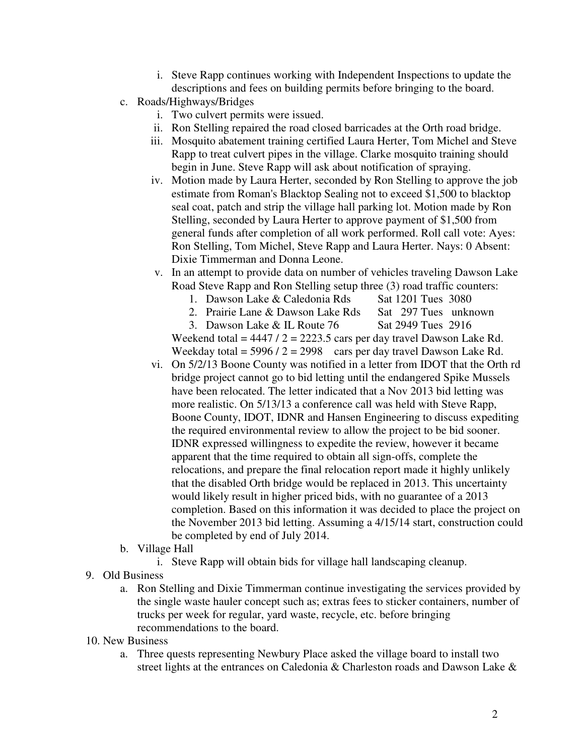i. Steve Rapp continues working with Independent Inspections to update the descriptions and fees on building permits before bringing to the board.

c. Roads/Highways/Bridges
   i. Two culvert permits were issued.
   ii. Ron Stelling repaired the road closed barricades at the Orth road bridge.
   iii. Mosquito abatement training certified Laura Herter, Tom Michel and Steve Rapp to treat culvert pipes in the village. Clarke mosquito training should begin in June. Steve Rapp will ask about notification of spraying.
   iv. Motion made by Laura Herter, seconded by Ron Stelling to approve the job estimate from Roman's Blacktop Sealing not to exceed $1,500 to blacktop seal coat, patch and strip the village hall parking lot. Motion made by Ron Stelling, seconded by Laura Herter to approve payment of $1,500 from general funds after completion of all work performed. Roll call vote: Ayes: Ron Stelling, Tom Michel, Steve Rapp and Laura Herter. Nays: 0 Absent: Dixie Timmerman and Donna Leone.
   v. In an attempt to provide data on number of vehicles traveling Dawson Lake Road Steve Rapp and Ron Stelling setup three (3) road traffic counters:
      1. Dawson Lake & Caledonia Rds    Sat 1201 Tues 3080
      2. Prairie Lane & Dawson Lake Rds    Sat 297 Tues unknown
      3. Dawson Lake & IL Route 76    Sat 2949 Tues 2916

      Weekend total = 4447 / 2 = 2223.5 cars per day travel Dawson Lake Rd.
      Weekday total = 5996 / 2 = 2998 cars per day travel Dawson Lake Rd.
   vi. On 5/2/13 Boone County was notified in a letter from IDOT that the Orth rd bridge project cannot go to bid letting until the endangered Spike Mussels have been relocated. The letter indicated that a Nov 2013 bid letting was more realistic. On 5/13/13 a conference call was held with Steve Rapp, Boone County, IDOT, IDNR and Hansen Engineering to discuss expediting the required environmental review to allow the project to be bid sooner. IDNR expressed willingness to expedite the review, however it became apparent that the time required to obtain all sign-offs, complete the relocations, and prepare the final relocation report made it highly unlikely that the disabled Orth bridge would be replaced in 2013. This uncertainty would likely result in higher priced bids, with no guarantee of a 2013 completion. Based on this information it was decided to place the project on the November 2013 bid letting. Assuming a 4/15/14 start, construction could be completed by end of July 2014.

b. Village Hall
   i. Steve Rapp will obtain bids for village hall landscaping cleanup.

9. Old Business
   a. Ron Stelling and Dixie Timmerman continue investigating the services provided by the single waste hauler concept such as; extras fees to sticker containers, number of trucks per week for regular, yard waste, recycle, etc. before bringing recommendations to the board.

10. New Business
   a. Three quests representing Newbury Place asked the village board to install two street lights at the entrances on Caledonia & Charleston roads and Dawson Lake &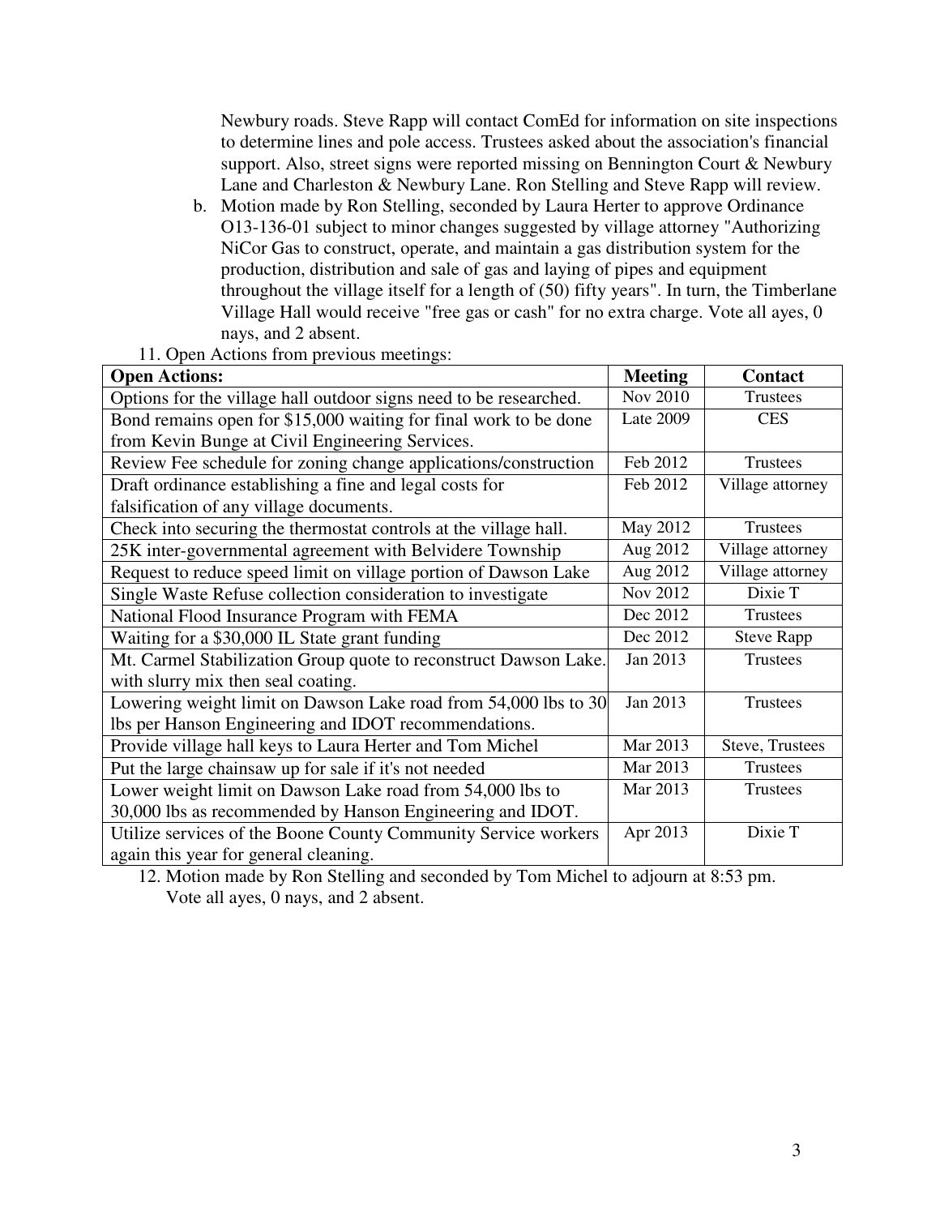Newbury roads. Steve Rapp will contact ComEd for information on site inspections to determine lines and pole access. Trustees asked about the association's financial support. Also, street signs were reported missing on Bennington Court & Newbury Lane and Charleston & Newbury Lane. Ron Stelling and Steve Rapp will review.

b. Motion made by Ron Stelling, seconded by Laura Herter to approve Ordinance O13-136-01 subject to minor changes suggested by village attorney "Authorizing NiCor Gas to construct, operate, and maintain a gas distribution system for the production, distribution and sale of gas and laying of pipes and equipment throughout the village itself for a length of (50) fifty years". In turn, the Timberlane Village Hall would receive "free gas or cash" for no extra charge. Vote all ayes, 0 nays, and 2 absent.

11. Open Actions from previous meetings:

| **Open Actions:** | **Meeting** | **Contact** |
|---|---|---|
| Options for the village hall outdoor signs need to be researched. | Nov 2010 | Trustees |
| Bond remains open for $15,000 waiting for final work to be done from Kevin Bunge at Civil Engineering Services. | Late 2009 | CES |
| Review Fee schedule for zoning change applications/construction | Feb 2012 | Trustees |
| Draft ordinance establishing a fine and legal costs for falsification of any village documents. | Feb 2012 | Village attorney |
| Check into securing the thermostat controls at the village hall. | May 2012 | Trustees |
| 25K inter-governmental agreement with Belvidere Township | Aug 2012 | Village attorney |
| Request to reduce speed limit on village portion of Dawson Lake | Aug 2012 | Village attorney |
| Single Waste Refuse collection consideration to investigate | Nov 2012 | Dixie T |
| National Flood Insurance Program with FEMA | Dec 2012 | Trustees |
| Waiting for a $30,000 IL State grant funding | Dec 2012 | Steve Rapp |
| Mt. Carmel Stabilization Group quote to reconstruct Dawson Lake. with slurry mix then seal coating. | Jan 2013 | Trustees |
| Lowering weight limit on Dawson Lake road from 54,000 lbs to 30 lbs per Hanson Engineering and IDOT recommendations. | Jan 2013 | Trustees |
| Provide village hall keys to Laura Herter and Tom Michel | Mar 2013 | Steve, Trustees |
| Put the large chainsaw up for sale if it's not needed | Mar 2013 | Trustees |
| Lower weight limit on Dawson Lake road from 54,000 lbs to 30,000 lbs as recommended by Hanson Engineering and IDOT. | Mar 2013 | Trustees |
| Utilize services of the Boone County Community Service workers again this year for general cleaning. | Apr 2013 | Dixie T |

12. Motion made by Ron Stelling and seconded by Tom Michel to adjourn at 8:53 pm. Vote all ayes, 0 nays, and 2 absent.